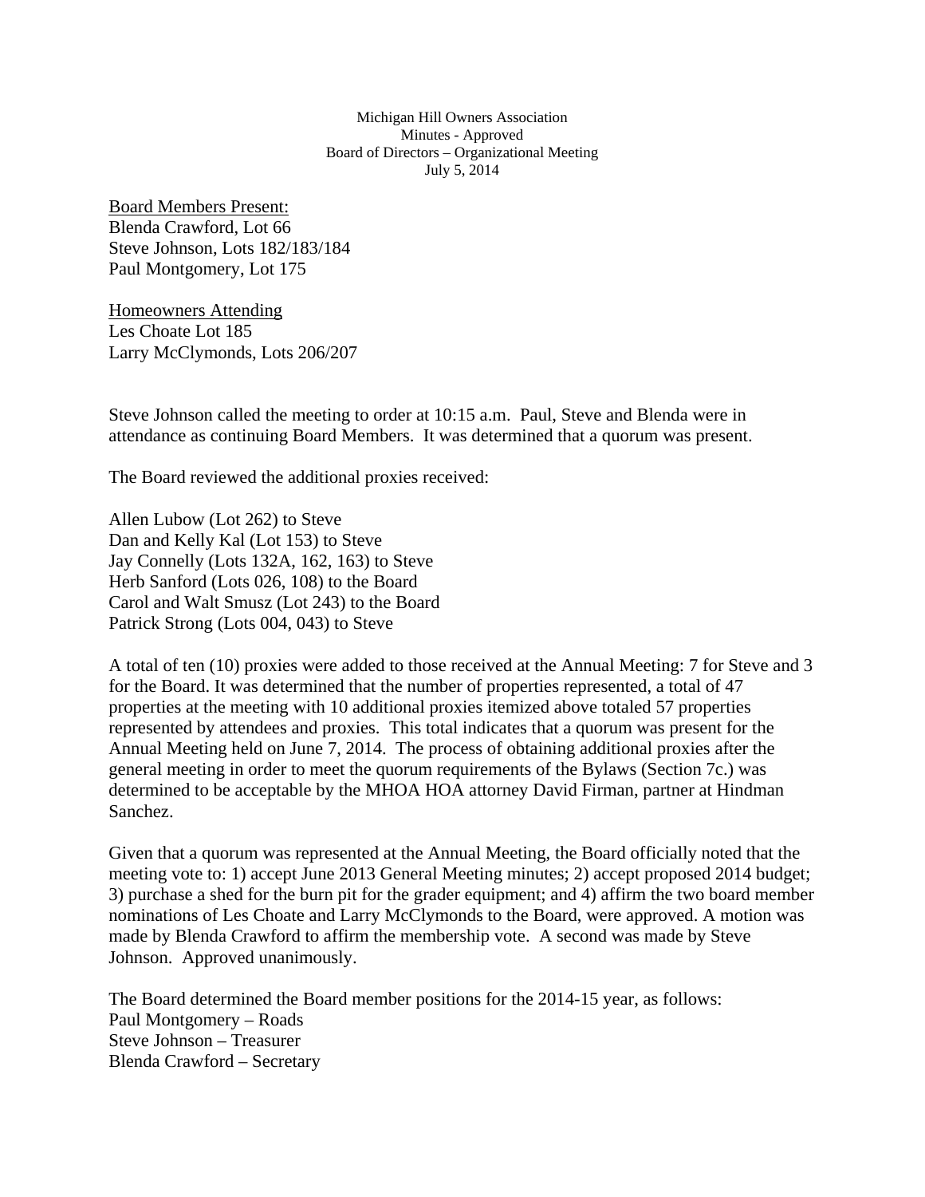Michigan Hill Owners Association
Minutes - Approved
Board of Directors – Organizational Meeting
July 5, 2014

Board Members Present:
Blenda Crawford, Lot 66
Steve Johnson, Lots 182/183/184
Paul Montgomery, Lot 175

Homeowners Attending
Les Choate Lot 185
Larry McClymonds, Lots 206/207

Steve Johnson called the meeting to order at 10:15 a.m. Paul, Steve and Blenda were in attendance as continuing Board Members. It was determined that a quorum was present.

The Board reviewed the additional proxies received:

Allen Lubow (Lot 262) to Steve
Dan and Kelly Kal (Lot 153) to Steve
Jay Connelly (Lots 132A, 162, 163) to Steve
Herb Sanford (Lots 026, 108) to the Board
Carol and Walt Smusz (Lot 243) to the Board
Patrick Strong (Lots 004, 043) to Steve

A total of ten (10) proxies were added to those received at the Annual Meeting: 7 for Steve and 3 for the Board. It was determined that the number of properties represented, a total of 47 properties at the meeting with 10 additional proxies itemized above totaled 57 properties represented by attendees and proxies. This total indicates that a quorum was present for the Annual Meeting held on June 7, 2014. The process of obtaining additional proxies after the general meeting in order to meet the quorum requirements of the Bylaws (Section 7c.) was determined to be acceptable by the MHOA HOA attorney David Firman, partner at Hindman Sanchez.

Given that a quorum was represented at the Annual Meeting, the Board officially noted that the meeting vote to: 1) accept June 2013 General Meeting minutes; 2) accept proposed 2014 budget; 3) purchase a shed for the burn pit for the grader equipment; and 4) affirm the two board member nominations of Les Choate and Larry McClymonds to the Board, were approved. A motion was made by Blenda Crawford to affirm the membership vote. A second was made by Steve Johnson. Approved unanimously.

The Board determined the Board member positions for the 2014-15 year, as follows:
Paul Montgomery – Roads
Steve Johnson – Treasurer
Blenda Crawford – Secretary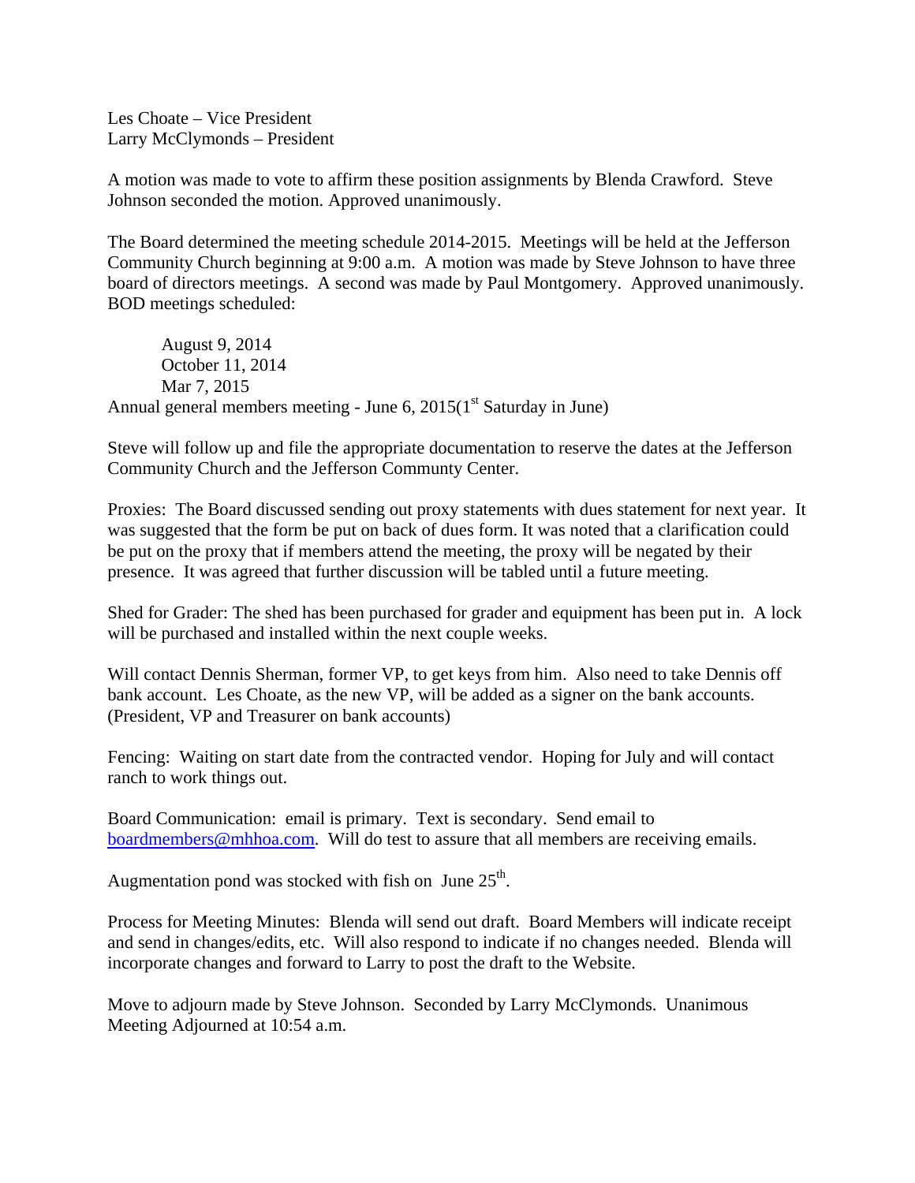Les Choate – Vice President
Larry McClymonds – President

A motion was made to vote to affirm these position assignments by Blenda Crawford. Steve Johnson seconded the motion. Approved unanimously.

The Board determined the meeting schedule 2014-2015. Meetings will be held at the Jefferson Community Church beginning at 9:00 a.m. A motion was made by Steve Johnson to have three board of directors meetings. A second was made by Paul Montgomery. Approved unanimously. BOD meetings scheduled:

August 9, 2014
October 11, 2014
Mar 7, 2015

Annual general members meeting - June 6, 2015(1st Saturday in June)

Steve will follow up and file the appropriate documentation to reserve the dates at the Jefferson Community Church and the Jefferson Commmunty Center.

Proxies: The Board discussed sending out proxy statements with dues statement for next year. It was suggested that the form be put on back of dues form. It was noted that a clarification could be put on the proxy that if members attend the meeting, the proxy will be negated by their presence. It was agreed that further discussion will be tabled until a future meeting.

Shed for Grader: The shed has been purchased for grader and equipment has been put in. A lock will be purchased and installed within the next couple weeks.

Will contact Dennis Sherman, former VP, to get keys from him. Also need to take Dennis off bank account. Les Choate, as the new VP, will be added as a signer on the bank accounts. (President, VP and Treasurer on bank accounts)

Fencing: Waiting on start date from the contracted vendor. Hoping for July and will contact ranch to work things out.

Board Communication: email is primary. Text is secondary. Send email to boardmembers@mhhoa.com. Will do test to assure that all members are receiving emails.

Augmentation pond was stocked with fish on June 25th.

Process for Meeting Minutes: Blenda will send out draft. Board Members will indicate receipt and send in changes/edits, etc. Will also respond to indicate if no changes needed. Blenda will incorporate changes and forward to Larry to post the draft to the Website.

Move to adjourn made by Steve Johnson. Seconded by Larry McClymonds. Unanimous
Meeting Adjourned at 10:54 a.m.